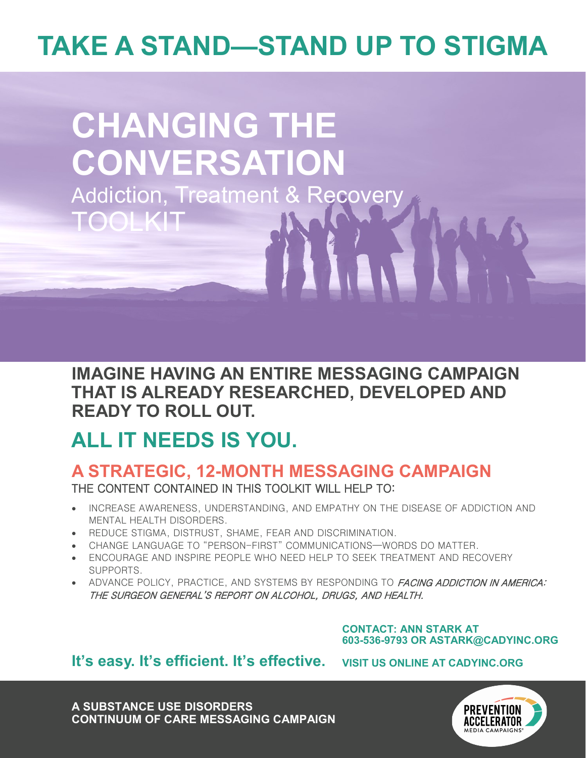# TAKE A STAND—STAND UP TO STIGMA

# CHANGING THE CONVERSATION

Addiction, Treatment & Recovery

TOOLKIT

**IMAGINE HAVING AN ENTIRE MESSAGING CAMPAIGN THAT IS ALREADY RESEARCHED, DEVELOPED AND READY TO ROLL OUT.**

## ALL IT NEEDS IS YOU.

## A STRATEGIC, 12-MONTH MESSAGING CAMPAIGN

THE CONTENT CONTAINED IN THIS TOOLKIT WILL HELP TO:

- INCREASE AWARENESS, UNDERSTANDING, AND EMPATHY ON THE DISEASE OF ADDICTION AND MENTAL HEALTH DISORDERS.
- REDUCE STIGMA, DISTRUST, SHAME, FEAR AND DISCRIMINATION.
- CHANGE LANGUAGE TO "PERSON-FIRST" COMMUNICATIONS—WORDS DO MATTER.
- ENCOURAGE AND INSPIRE PEOPLE WHO NEED HELP TO SEEK TREATMENT AND RECOVERY SUPPORTS.
- ADVANCE POLICY, PRACTICE, AND SYSTEMS BY RESPONDING TO *FACING ADDICTION IN AMERICA: THE SURGEON GENERAL'S REPORT ON ALCOHOL, DRUGS, AND HEALTH.*

**CONTACT: ANN STARK AT 603-536-9793 OR ASTARK@CADYINC.ORG**

**It's easy. It's efficient. It's effective.**

**VISIT US ONLINE AT CADYINC.ORG**

**A SUBSTANCE USE DISORDERS CONTINUUM OF CARE MESSAGING CAMPAIGN**

PREVENTION ACCELERATOR MEDIA CAMPAIGNS®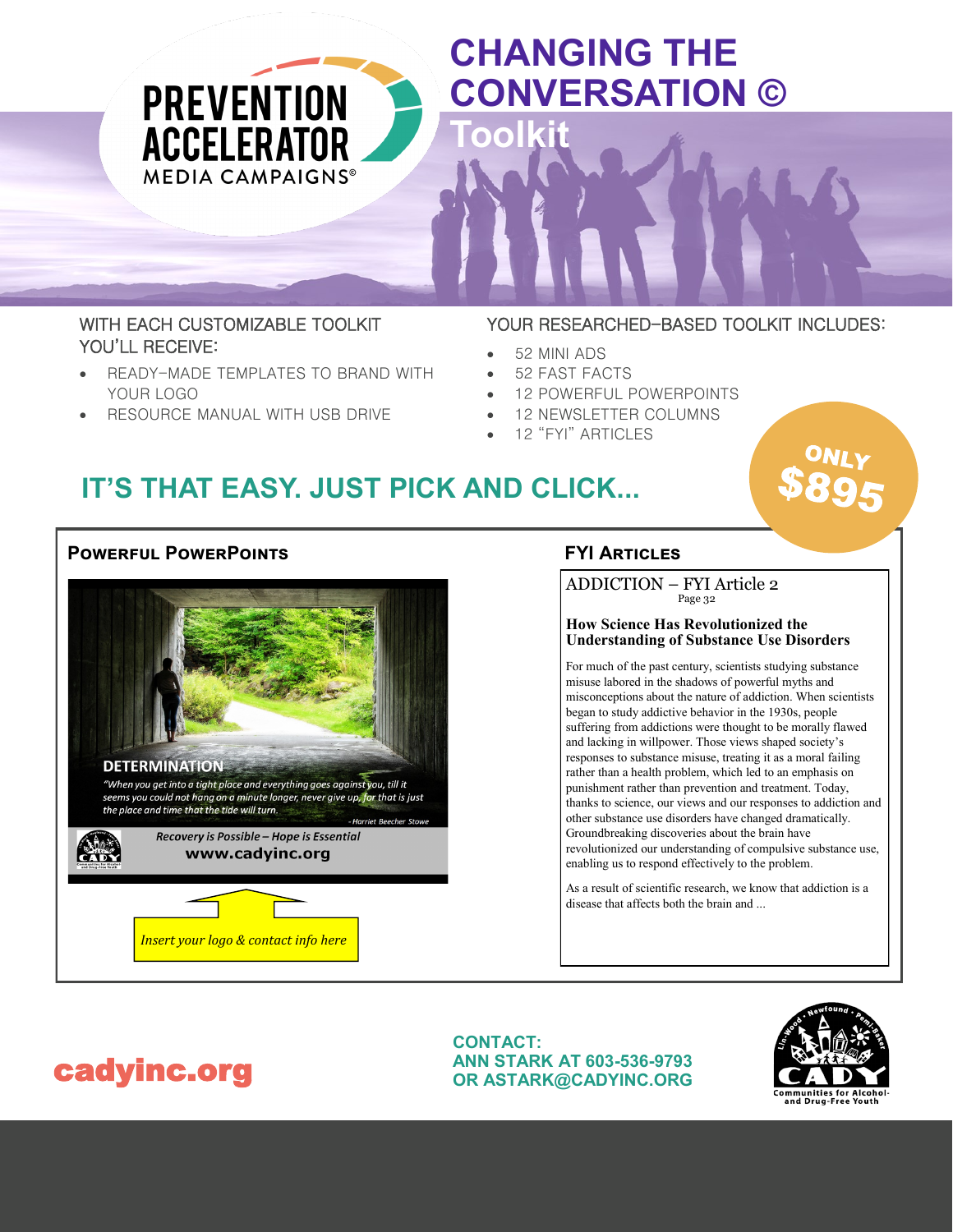PREVENTION ACCELERATOR MEDIA CAMPAIGNS®

# CHANGING THE CONVERSATION ©

## Toolkit

WITH EACH CUSTOMIZABLE TOOLKIT YOU'LL RECEIVE:

- READY-MADE TEMPLATES TO BRAND WITH YOUR LOGO
- RESOURCE MANUAL WITH USB DRIVE

YOUR RESEARCHED-BASED TOOLKIT INCLUDES:

- 52 MINI ADS
- 52 FAST FACTS
- 12 POWERFUL POWERPOINTS
- 12 NEWSLETTER COLUMNS
- 12 "FYI" ARTICLES

ONLY $895

## IT'S THAT EASY. JUST PICK AND CLICK...

### Powerful PowerPoints

DETERMINATION

"When you get into a tight place and everything goes against you, till it seems you could not hang on a minute longer, never give up, for that is just the place and time that the tide will turn.

- Harriet Beecher Stowe

Recovery is Possible – Hope is Essential

www.cadyinc.org

*Insert your logo & contact info here*

### FYI Articles

ADDICTION – FYI Article 2

Page 32

**How Science Has Revolutionized the Understanding of Substance Use Disorders**

For much of the past century, scientists studying substance misuse labored in the shadows of powerful myths and misconceptions about the nature of addiction. When scientists began to study addictive behavior in the 1930s, people suffering from addictions were thought to be morally flawed and lacking in willpower. Those views shaped society's responses to substance misuse, treating it as a moral failing rather than a health problem, which led to an emphasis on punishment rather than prevention and treatment. Today, thanks to science, our views and our responses to addiction and other substance use disorders have changed dramatically. Groundbreaking discoveries about the brain have revolutionized our understanding of compulsive substance use, enabling us to respond effectively to the problem.

As a result of scientific research, we know that addiction is a disease that affects both the brain and ...

cadyinc.org

CONTACT:
ANN STARK AT 603-536-9793
OR ASTARK@CADYINC.ORG

CADY – Communities for Alcohol- and Drug-Free Youth